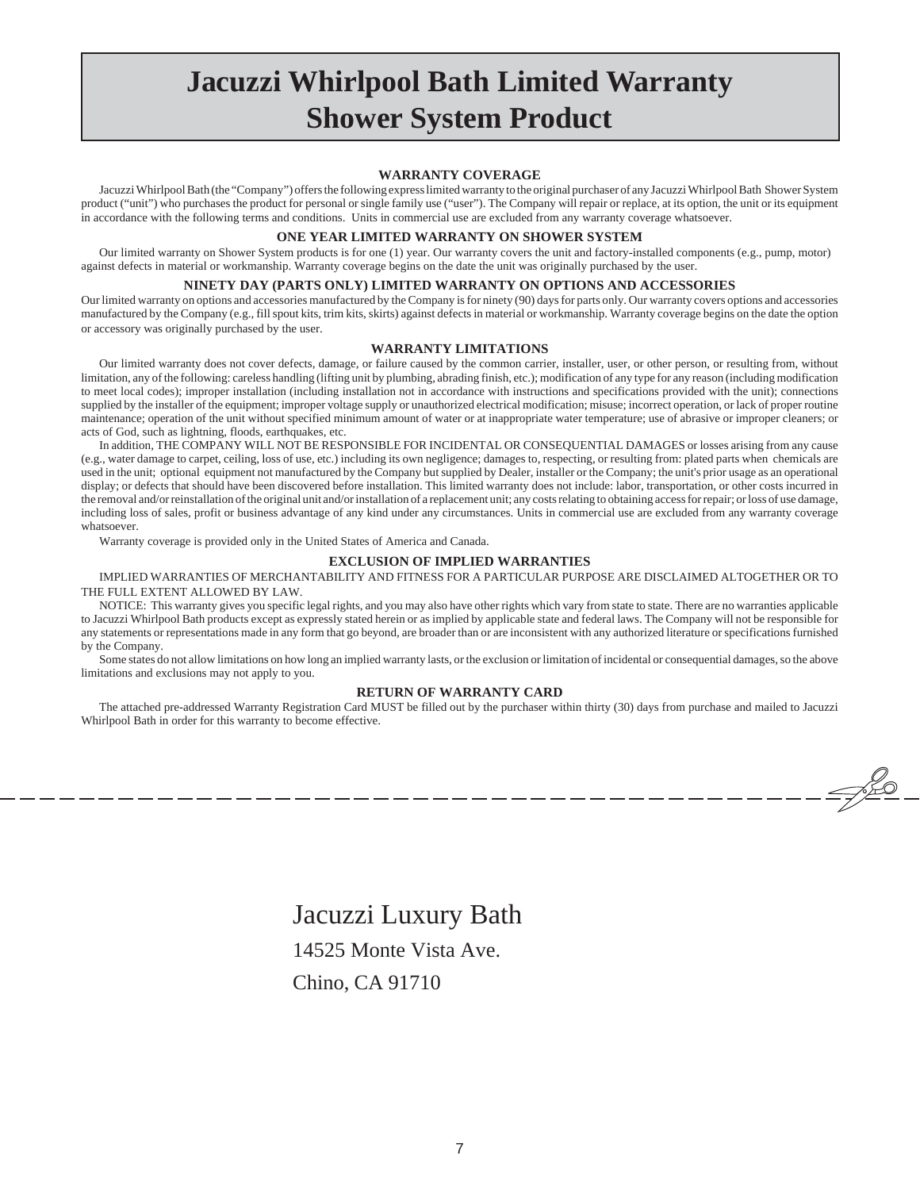# Jacuzzi Whirlpool Bath Limited Warranty
# Shower System Product

### WARRANTY COVERAGE

Jacuzzi Whirlpool Bath (the "Company") offers the following express limited warranty to the original purchaser of any Jacuzzi Whirlpool Bath Shower System product ("unit") who purchases the product for personal or single family use ("user"). The Company will repair or replace, at its option, the unit or its equipment in accordance with the following terms and conditions. Units in commercial use are excluded from any warranty coverage whatsoever.

### ONE YEAR LIMITED WARRANTY ON SHOWER SYSTEM

Our limited warranty on Shower System products is for one (1) year. Our warranty covers the unit and factory-installed components (e.g., pump, motor) against defects in material or workmanship. Warranty coverage begins on the date the unit was originally purchased by the user.

### NINETY DAY (PARTS ONLY) LIMITED WARRANTY ON OPTIONS AND ACCESSORIES

Our limited warranty on options and accessories manufactured by the Company is for ninety (90) days for parts only. Our warranty covers options and accessories manufactured by the Company (e.g., fill spout kits, trim kits, skirts) against defects in material or workmanship. Warranty coverage begins on the date the option or accessory was originally purchased by the user.

### WARRANTY LIMITATIONS

Our limited warranty does not cover defects, damage, or failure caused by the common carrier, installer, user, or other person, or resulting from, without limitation, any of the following: careless handling (lifting unit by plumbing, abrading finish, etc.); modification of any type for any reason (including modification to meet local codes); improper installation (including installation not in accordance with instructions and specifications provided with the unit); connections supplied by the installer of the equipment; improper voltage supply or unauthorized electrical modification; misuse; incorrect operation, or lack of proper routine maintenance; operation of the unit without specified minimum amount of water or at inappropriate water temperature; use of abrasive or improper cleaners; or acts of God, such as lightning, floods, earthquakes, etc.

In addition, THE COMPANY WILL NOT BE RESPONSIBLE FOR INCIDENTAL OR CONSEQUENTIAL DAMAGES or losses arising from any cause (e.g., water damage to carpet, ceiling, loss of use, etc.) including its own negligence; damages to, respecting, or resulting from: plated parts when chemicals are used in the unit; optional equipment not manufactured by the Company but supplied by Dealer, installer or the Company; the unit's prior usage as an operational display; or defects that should have been discovered before installation. This limited warranty does not include: labor, transportation, or other costs incurred in the removal and/or reinstallation of the original unit and/or installation of a replacement unit; any costs relating to obtaining access for repair; or loss of use damage, including loss of sales, profit or business advantage of any kind under any circumstances. Units in commercial use are excluded from any warranty coverage whatsoever.

Warranty coverage is provided only in the United States of America and Canada.

### EXCLUSION OF IMPLIED WARRANTIES

IMPLIED WARRANTIES OF MERCHANTABILITY AND FITNESS FOR A PARTICULAR PURPOSE ARE DISCLAIMED ALTOGETHER OR TO THE FULL EXTENT ALLOWED BY LAW.

NOTICE: This warranty gives you specific legal rights, and you may also have other rights which vary from state to state. There are no warranties applicable to Jacuzzi Whirlpool Bath products except as expressly stated herein or as implied by applicable state and federal laws. The Company will not be responsible for any statements or representations made in any form that go beyond, are broader than or are inconsistent with any authorized literature or specifications furnished by the Company.

Some states do not allow limitations on how long an implied warranty lasts, or the exclusion or limitation of incidental or consequential damages, so the above limitations and exclusions may not apply to you.

### RETURN OF WARRANTY CARD

The attached pre-addressed Warranty Registration Card MUST be filled out by the purchaser within thirty (30) days from purchase and mailed to Jacuzzi Whirlpool Bath in order for this warranty to become effective.

---

Jacuzzi Luxury Bath

14525 Monte Vista Ave.

Chino, CA 91710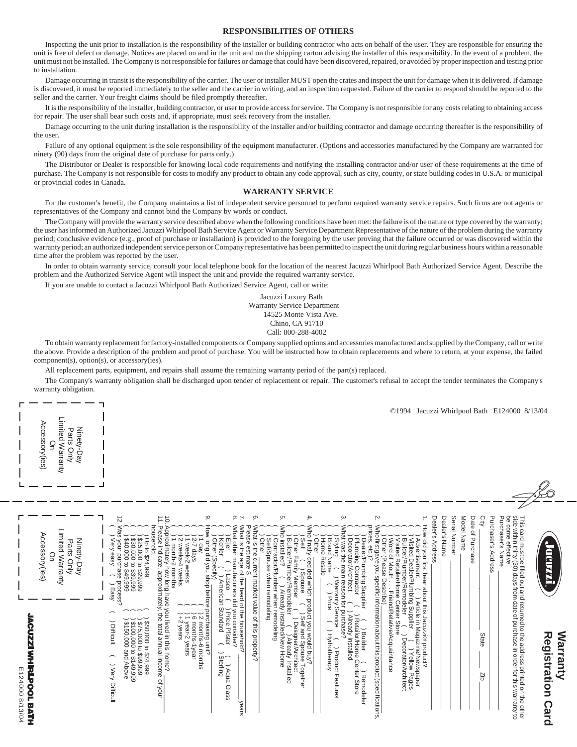## RESPONSIBILITIES OF OTHERS

Inspecting the unit prior to installation is the responsibility of the installer or building contractor who acts on behalf of the user. They are responsible for ensuring the unit is free of defect or damage. Notices are placed on and in the unit and on the shipping carton advising the installer of this responsibility. In the event of a problem, the unit must not be installed. The Company is not responsible for failures or damage that could have been discovered, repaired, or avoided by proper inspection and testing prior to installation.

Damage occurring in transit is the responsibility of the carrier. The user or installer MUST open the crates and inspect the unit for damage when it is delivered. If damage is discovered, it must be reported immediately to the seller and the carrier in writing, and an inspection requested. Failure of the carrier to respond should be reported to the seller and the carrier. Your freight claims should be filed promptly thereafter.

It is the responsibility of the installer, building contractor, or user to provide access for service. The Company is not responsible for any costs relating to obtaining access for repair. The user shall bear such costs and, if appropriate, must seek recovery from the installer.

Damage occurring to the unit during installation is the responsibility of the installer and/or building contractor and damage occurring thereafter is the responsibility of the user.

Failure of any optional equipment is the sole responsibility of the equipment manufacturer. (Options and accessories manufactured by the Company are warranted for ninety (90) days from the original date of purchase for parts only.)

The Distributor or Dealer is responsible for knowing local code requirements and notifying the installing contractor and/or user of these requirements at the time of purchase. The Company is not responsible for costs to modify any product to obtain any code approval, such as city, county, or state building codes in U.S.A. or municipal or provincial codes in Canada.

## WARRANTY SERVICE

For the customer's benefit, the Company maintains a list of independent service personnel to perform required warranty service repairs. Such firms are not agents or representatives of the Company and cannot bind the Company by words or conduct.

The Company will provide the warranty service described above when the following conditions have been met: the failure is of the nature or type covered by the warranty; the user has informed an Authorized Jacuzzi Whirlpool Bath Service Agent or Warranty Service Department Representative of the nature of the problem during the warranty period; conclusive evidence (e.g., proof of purchase or installation) is provided to the foregoing by the user proving that the failure occurred or was discovered within the warranty period; an authorized independent service person or Company representative has been permitted to inspect the unit during regular business hours within a reasonable time after the problem was reported by the user.

In order to obtain warranty service, consult your local telephone book for the location of the nearest Jacuzzi Whirlpool Bath Authorized Service Agent. Describe the problem and the Authorized Service Agent will inspect the unit and provide the required warranty service.

If you are unable to contact a Jacuzzi Whirlpool Bath Authorized Service Agent, call or write:

Jacuzzi Luxury Bath
Warranty Service Department
14525 Monte Vista Ave.
Chino, CA 91710
Call: 800-288-4002

To obtain warranty replacement for factory-installed components or Company supplied options and accessories manufactured and supplied by the Company, call or write the above. Provide a description of the problem and proof of purchase. You will be instructed how to obtain replacements and where to return, at your expense, the failed component(s), option(s), or accessory(ies).

All replacement parts, equipment, and repairs shall assume the remaining warranty period of the part(s) replaced.

The Company's warranty obligation shall be discharged upon tender of replacement or repair. The customer's refusal to accept the tender terminates the Company's warranty obligation.

©1994 Jacuzzi Whirlpool Bath E124000 8/13/04

Ninety-Day Parts Only Limited Warranty On Accessory(ies)

---

# Warranty Registration Card

Jacuzzi®

This card must be filled out and returned to the address printed on the other side within thirty (30) days from date of purchase in order for this warranty to be come effective.

Purchaser's Name ____________
Purchaser's Address ____________
City ____________ State ____ Zip ____
Date of Purchase ____________
Model Name ____________
Serial Number ____________
Dealer's Name ____________
Dealer's Address ____________

1. How did you first hear about this Jacuzzi® product?
( ) Advertisement ( ) Article in Magazine/Newspaper
( ) Visited Dealer/Plumbing Supplier ( ) Yellow Pages
( ) Builder/Plumber/Remodeler ( ) Decorator/Architect
( ) Visited Retailer/Home Center Store
( ) Word of Mouth ... Friend/Relative/Acquaintance
( ) Other (Please Describe)

2. Who first gave you specific information about this product (specifications, prices, etc.)?
( ) Dealer/Plumbing Supplier ( ) Builder ( ) Remodeler
( ) Plumbing Contractor ( ) Retailer/Home Center Store
( ) Decorator/Architect ( ) Already Installed
( ) Other (Please Describe)

3. What was the main reason for purchase?
( ) Styling ( ) Warranty Service ( ) Product Features
( ) Brand Name ( ) Price ( ) Hydrotherapy
( ) Home Resale
( ) Other ____________

4. Who finally decided which product you would buy?
( ) Self ( ) Spouse ( ) Self and Spouse Together
( ) Other Family Member ( ) Designer/Architect
( ) Builder/Plumber/Remodeler ( ) Already Installed

5. Who installed? ( ) Already installed/New Home
( ) Contractor/Plumber when remodeling
( ) Self/Spouse when remodeling
( ) Other ____________

6. What is the current market value of this property?
Please estimate $ ____________

7. What is the age of the head of the household? ________ years

8. What other manufacturers did you consider?
( ) Eljer ( ) Lasco ( ) Price Pfister ( ) Aqua Glass
( ) Kohler ( ) American Standard ( ) Sterling
( ) Other (Specify) ____________

9. How long did you shop before purchasing unit?
( ) 1 day ( ) 2 months-6 months
( ) 2-7 days ( ) 6 months-1year
( ) 1 week-2 weeks ( ) 1 year-2 years
( ) 2 weeks-4 weeks ( ) +2 years
( ) 1 month-2 months

10. Approximately how long have you lived in this home? ________

11. Please indicate, approximately, the total annual income of your household.
( ) Up to $24,999 ( ) $50,000 to $74,999
( ) $25,000 to $29,999 ( ) $75,000 to $99,999
( ) $30,000 to $39,999 ( ) $100,000 to $149,999
( ) $40,000 to $49,999 ( ) $150,000 and Above

12. Was your purchase process?
( ) Very easy ( ) Easy ( ) Difficult ( ) Very Difficult

Ninety-Day Parts Only Limited Warranty On Accessory(ies)

JACUZZI WHIRLPOOL BATH
E124000 8/13/04